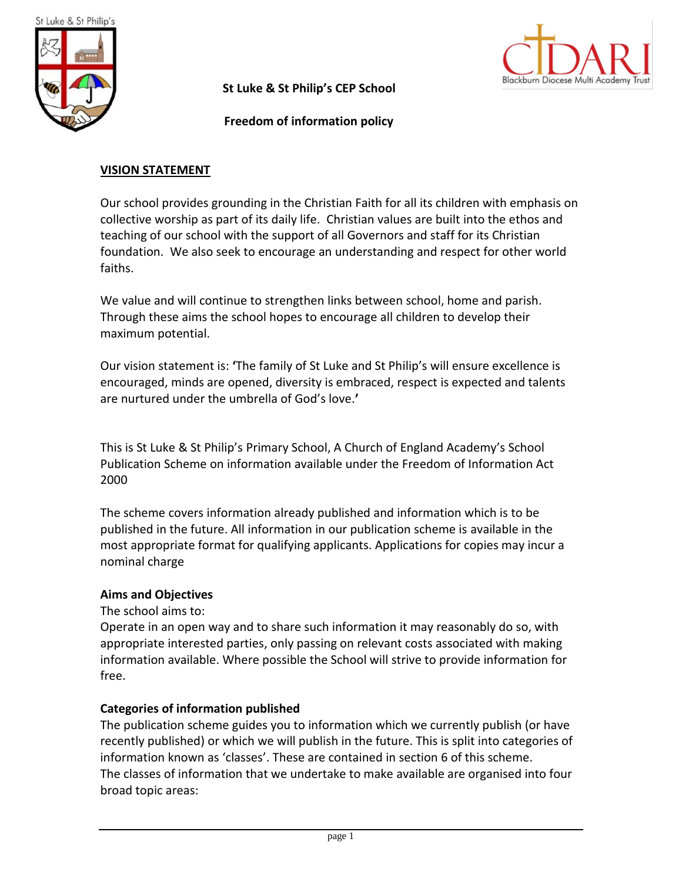# St Luke & St Philip's CEP School

## Freedom of information policy

### VISION STATEMENT

Our school provides grounding in the Christian Faith for all its children with emphasis on collective worship as part of its daily life. Christian values are built into the ethos and teaching of our school with the support of all Governors and staff for its Christian foundation. We also seek to encourage an understanding and respect for other world faiths.

We value and will continue to strengthen links between school, home and parish. Through these aims the school hopes to encourage all children to develop their maximum potential.

Our vision statement is: **'**The family of St Luke and St Philip's will ensure excellence is encouraged, minds are opened, diversity is embraced, respect is expected and talents are nurtured under the umbrella of God's love.**'**

This is St Luke & St Philip's Primary School, A Church of England Academy's School Publication Scheme on information available under the Freedom of Information Act 2000

The scheme covers information already published and information which is to be published in the future. All information in our publication scheme is available in the most appropriate format for qualifying applicants. Applications for copies may incur a nominal charge

**Aims and Objectives**

The school aims to:

Operate in an open way and to share such information it may reasonably do so, with appropriate interested parties, only passing on relevant costs associated with making information available. Where possible the School will strive to provide information for free.

**Categories of information published**

The publication scheme guides you to information which we currently publish (or have recently published) or which we will publish in the future. This is split into categories of information known as 'classes'. These are contained in section 6 of this scheme.

The classes of information that we undertake to make available are organised into four broad topic areas: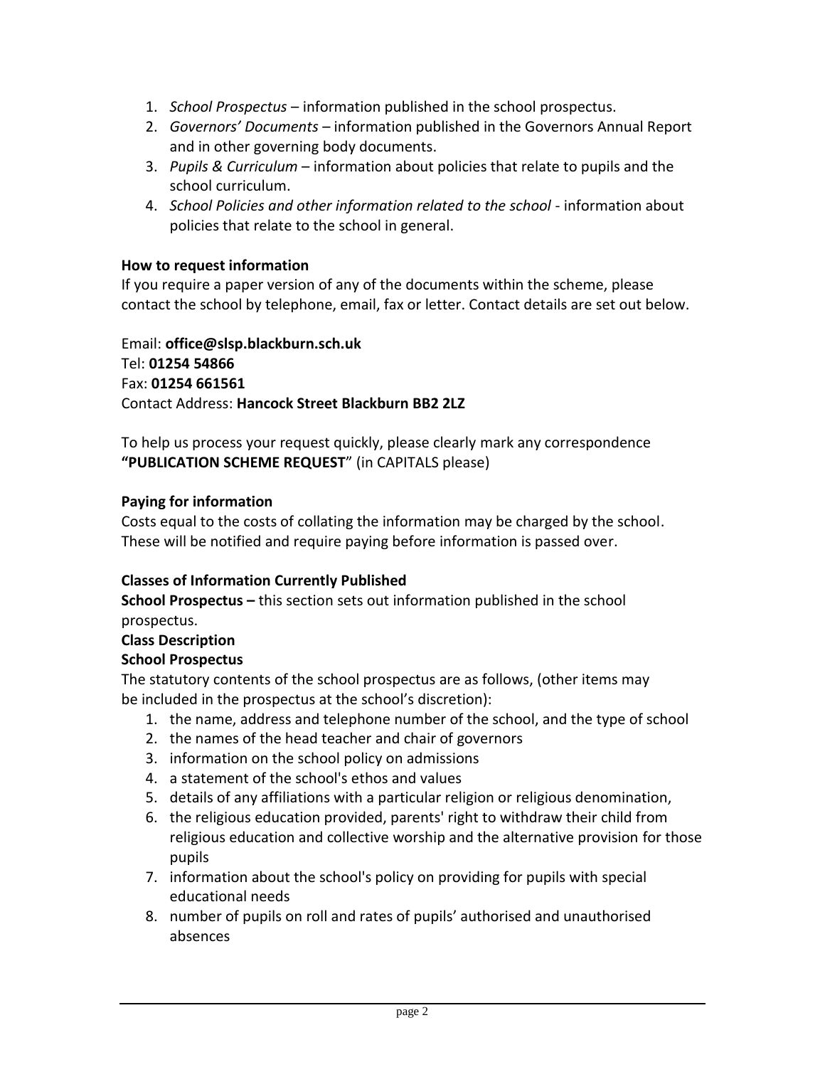1. *School Prospectus* – information published in the school prospectus.
2. *Governors' Documents* – information published in the Governors Annual Report and in other governing body documents.
3. *Pupils & Curriculum* – information about policies that relate to pupils and the school curriculum.
4. *School Policies and other information related to the school* - information about policies that relate to the school in general.

**How to request information**

If you require a paper version of any of the documents within the scheme, please contact the school by telephone, email, fax or letter. Contact details are set out below.

Email: **office@slsp.blackburn.sch.uk**
Tel: **01254 54866**
Fax: **01254 661561**
Contact Address: **Hancock Street Blackburn BB2 2LZ**

To help us process your request quickly, please clearly mark any correspondence **"PUBLICATION SCHEME REQUEST**" (in CAPITALS please)

**Paying for information**

Costs equal to the costs of collating the information may be charged by the school. These will be notified and require paying before information is passed over.

**Classes of Information Currently Published**

**School Prospectus –** this section sets out information published in the school prospectus.

**Class Description**

**School Prospectus**

The statutory contents of the school prospectus are as follows, (other items may be included in the prospectus at the school's discretion):

1. the name, address and telephone number of the school, and the type of school
2. the names of the head teacher and chair of governors
3. information on the school policy on admissions
4. a statement of the school's ethos and values
5. details of any affiliations with a particular religion or religious denomination,
6. the religious education provided, parents' right to withdraw their child from religious education and collective worship and the alternative provision for those pupils
7. information about the school's policy on providing for pupils with special educational needs
8. number of pupils on roll and rates of pupils' authorised and unauthorised absences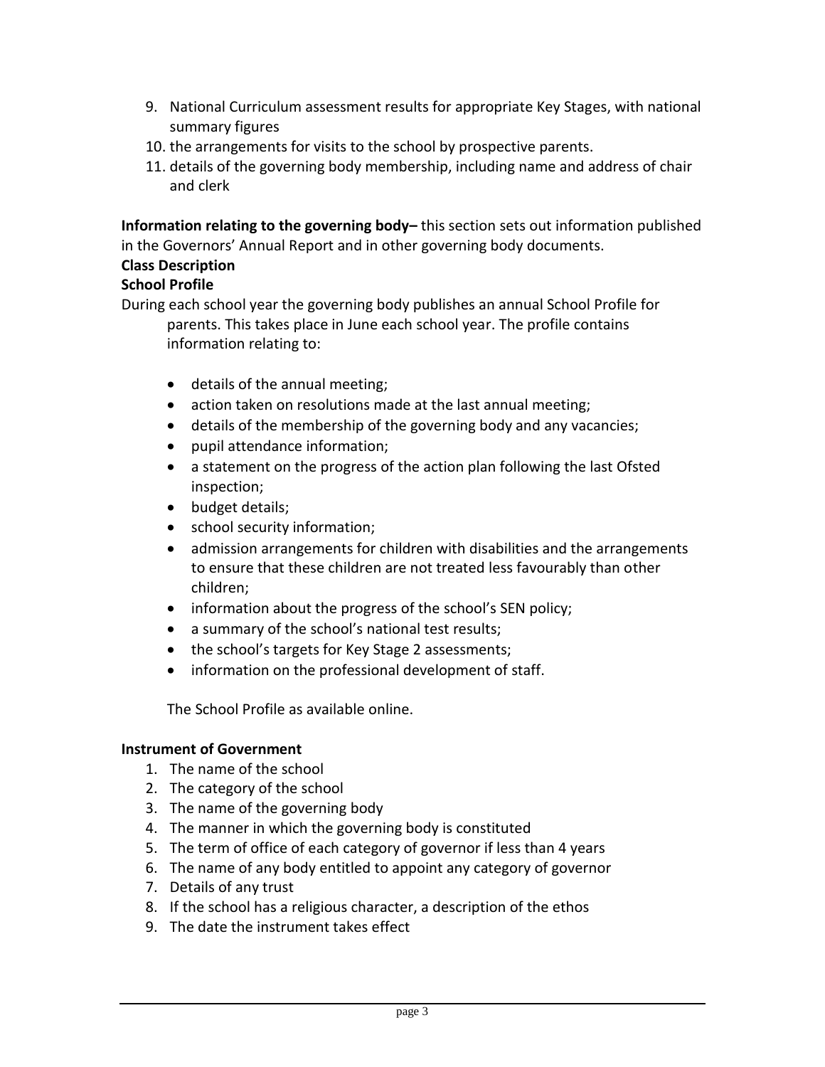9. National Curriculum assessment results for appropriate Key Stages, with national summary figures
10. the arrangements for visits to the school by prospective parents.
11. details of the governing body membership, including name and address of chair and clerk

**Information relating to the governing body–** this section sets out information published in the Governors' Annual Report and in other governing body documents.

**Class Description**

**School Profile**

During each school year the governing body publishes an annual School Profile for parents. This takes place in June each school year. The profile contains information relating to:

- details of the annual meeting;
- action taken on resolutions made at the last annual meeting;
- details of the membership of the governing body and any vacancies;
- pupil attendance information;
- a statement on the progress of the action plan following the last Ofsted inspection;
- budget details;
- school security information;
- admission arrangements for children with disabilities and the arrangements to ensure that these children are not treated less favourably than other children;
- information about the progress of the school's SEN policy;
- a summary of the school's national test results;
- the school's targets for Key Stage 2 assessments;
- information on the professional development of staff.

The School Profile as available online.

**Instrument of Government**

1. The name of the school
2. The category of the school
3. The name of the governing body
4. The manner in which the governing body is constituted
5. The term of office of each category of governor if less than 4 years
6. The name of any body entitled to appoint any category of governor
7. Details of any trust
8. If the school has a religious character, a description of the ethos
9. The date the instrument takes effect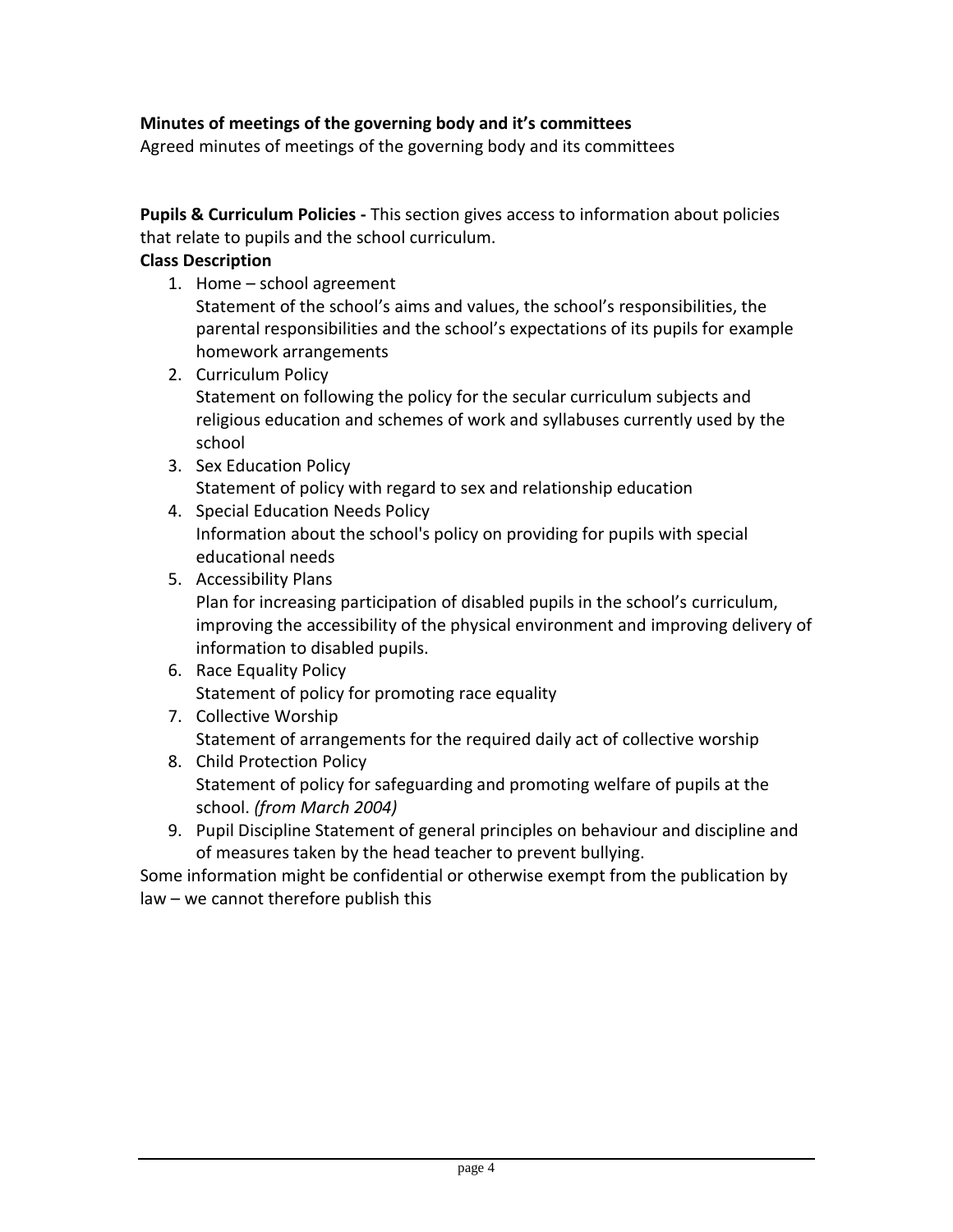**Minutes of meetings of the governing body and it's committees**
Agreed minutes of meetings of the governing body and its committees

**Pupils & Curriculum Policies -** This section gives access to information about policies that relate to pupils and the school curriculum.

**Class Description**

1. Home – school agreement
   Statement of the school's aims and values, the school's responsibilities, the parental responsibilities and the school's expectations of its pupils for example homework arrangements
2. Curriculum Policy
   Statement on following the policy for the secular curriculum subjects and religious education and schemes of work and syllabuses currently used by the school
3. Sex Education Policy
   Statement of policy with regard to sex and relationship education
4. Special Education Needs Policy
   Information about the school's policy on providing for pupils with special educational needs
5. Accessibility Plans
   Plan for increasing participation of disabled pupils in the school's curriculum, improving the accessibility of the physical environment and improving delivery of information to disabled pupils.
6. Race Equality Policy
   Statement of policy for promoting race equality
7. Collective Worship
   Statement of arrangements for the required daily act of collective worship
8. Child Protection Policy
   Statement of policy for safeguarding and promoting welfare of pupils at the school. *(from March 2004)*
9. Pupil Discipline Statement of general principles on behaviour and discipline and of measures taken by the head teacher to prevent bullying.

Some information might be confidential or otherwise exempt from the publication by law – we cannot therefore publish this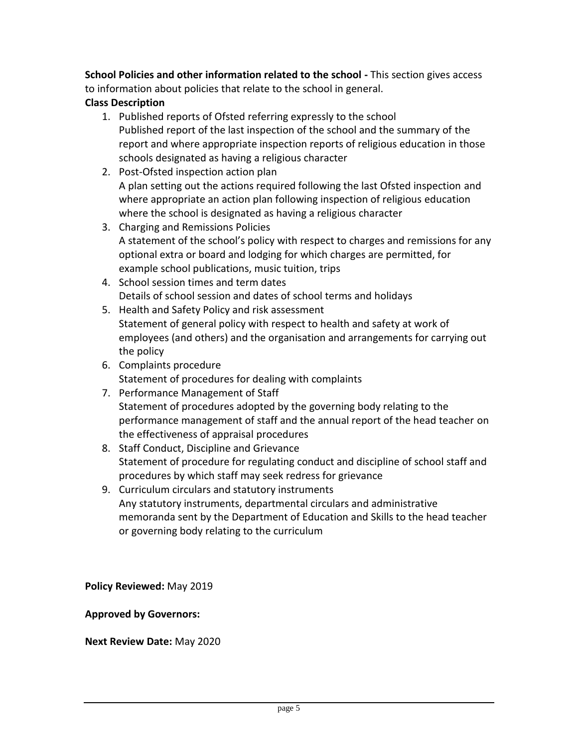**School Policies and other information related to the school -** This section gives access to information about policies that relate to the school in general.

**Class Description**

1. Published reports of Ofsted referring expressly to the school
   Published report of the last inspection of the school and the summary of the report and where appropriate inspection reports of religious education in those schools designated as having a religious character
2. Post-Ofsted inspection action plan
   A plan setting out the actions required following the last Ofsted inspection and where appropriate an action plan following inspection of religious education where the school is designated as having a religious character
3. Charging and Remissions Policies
   A statement of the school's policy with respect to charges and remissions for any optional extra or board and lodging for which charges are permitted, for example school publications, music tuition, trips
4. School session times and term dates
   Details of school session and dates of school terms and holidays
5. Health and Safety Policy and risk assessment
   Statement of general policy with respect to health and safety at work of employees (and others) and the organisation and arrangements for carrying out the policy
6. Complaints procedure
   Statement of procedures for dealing with complaints
7. Performance Management of Staff
   Statement of procedures adopted by the governing body relating to the performance management of staff and the annual report of the head teacher on the effectiveness of appraisal procedures
8. Staff Conduct, Discipline and Grievance
   Statement of procedure for regulating conduct and discipline of school staff and procedures by which staff may seek redress for grievance
9. Curriculum circulars and statutory instruments
   Any statutory instruments, departmental circulars and administrative memoranda sent by the Department of Education and Skills to the head teacher or governing body relating to the curriculum

**Policy Reviewed:** May 2019

**Approved by Governors:**

**Next Review Date:** May 2020